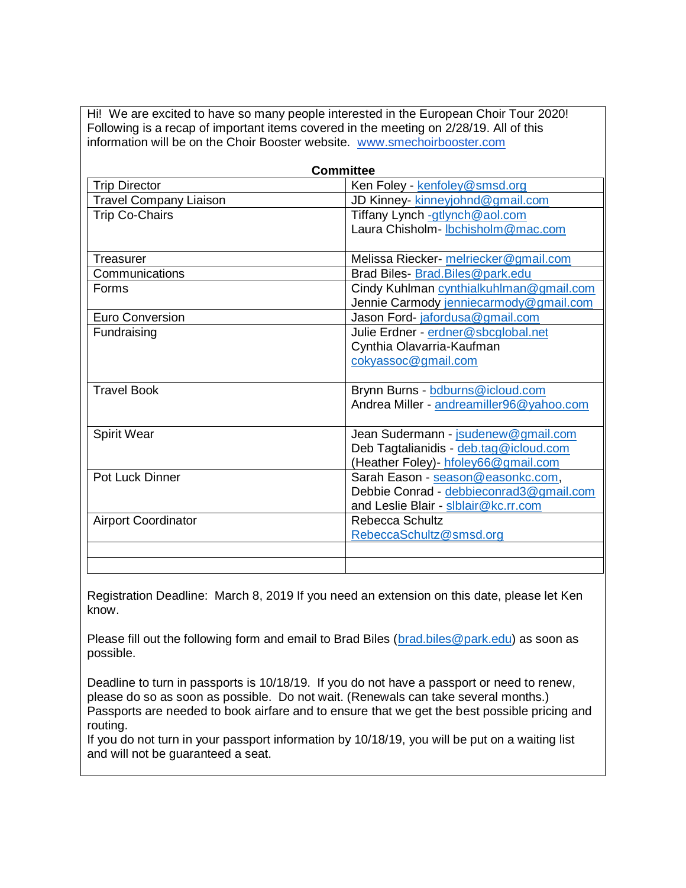Hi!  We are excited to have so many people interested in the European Choir Tour 2020! Following is a recap of important items covered in the meeting on 2/28/19. All of this information will be on the Choir Booster website. www.smechoirbooster.com

**Committee**

| | |
|---|---|
| Trip Director | Ken Foley - kenfoley@smsd.org |
| Travel Company Liaison | JD Kinney- kinneyjohnd@gmail.com |
| Trip Co-Chairs | Tiffany Lynch -gtlynch@aol.com<br>Laura Chisholm- lbchisholm@mac.com |
| Treasurer | Melissa Riecker- melriecker@gmail.com |
| Communications | Brad Biles- Brad.Biles@park.edu |
| Forms | Cindy Kuhlman cynthialkuhlman@gmail.com<br>Jennie Carmody jenniecarmody@gmail.com |
| Euro Conversion | Jason Ford- jafordusa@gmail.com |
| Fundraising | Julie Erdner - erdner@sbcglobal.net<br>Cynthia Olavarria-Kaufman<br>cokyassoc@gmail.com |
| Travel Book | Brynn Burns - bdburns@icloud.com<br>Andrea Miller - andreamiller96@yahoo.com |
| Spirit Wear | Jean Sudermann - jsudenew@gmail.com<br>Deb Tagtalianidis - deb.tag@icloud.com<br>(Heather Foley)- hfoley66@gmail.com |
| Pot Luck Dinner | Sarah Eason - season@easonkc.com,<br>Debbie Conrad - debbieconrad3@gmail.com<br>and Leslie Blair - slblair@kc.rr.com |
| Airport Coordinator | Rebecca Schultz<br>RebeccaSchultz@smsd.org |
| | |
| | |

Registration Deadline:  March 8, 2019 If you need an extension on this date, please let Ken know.

Please fill out the following form and email to Brad Biles (brad.biles@park.edu) as soon as possible.

Deadline to turn in passports is 10/18/19.  If you do not have a passport or need to renew, please do so as soon as possible.  Do not wait. (Renewals can take several months.) Passports are needed to book airfare and to ensure that we get the best possible pricing and routing.
If you do not turn in your passport information by 10/18/19, you will be put on a waiting list and will not be guaranteed a seat.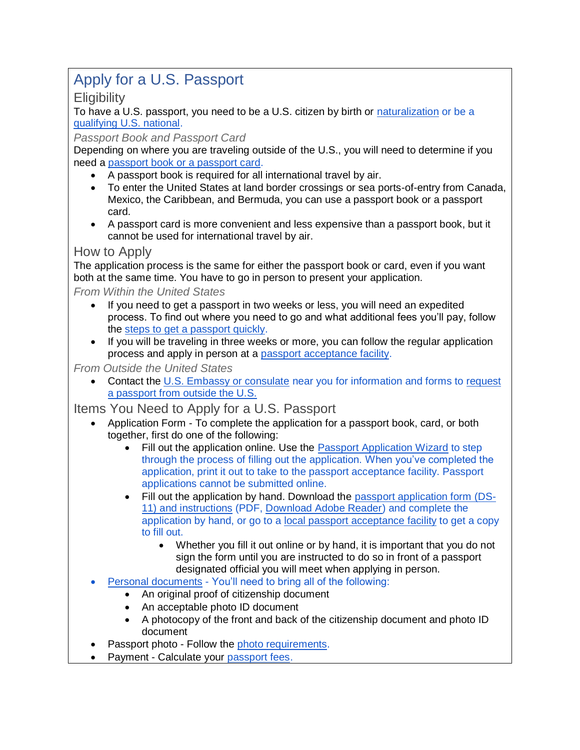# Apply for a U.S. Passport

## Eligibility

To have a U.S. passport, you need to be a U.S. citizen by birth or naturalization or be a qualifying U.S. national.

### *Passport Book and Passport Card*

Depending on where you are traveling outside of the U.S., you will need to determine if you need a passport book or a passport card.

- A passport book is required for all international travel by air.
- To enter the United States at land border crossings or sea ports-of-entry from Canada, Mexico, the Caribbean, and Bermuda, you can use a passport book or a passport card.
- A passport card is more convenient and less expensive than a passport book, but it cannot be used for international travel by air.

## How to Apply

The application process is the same for either the passport book or card, even if you want both at the same time. You have to go in person to present your application.

### *From Within the United States*

- If you need to get a passport in two weeks or less, you will need an expedited process. To find out where you need to go and what additional fees you'll pay, follow the steps to get a passport quickly.
- If you will be traveling in three weeks or more, you can follow the regular application process and apply in person at a passport acceptance facility.

### *From Outside the United States*

- Contact the U.S. Embassy or consulate near you for information and forms to request a passport from outside the U.S.

## Items You Need to Apply for a U.S. Passport

- Application Form - To complete the application for a passport book, card, or both together, first do one of the following:
  - Fill out the application online. Use the Passport Application Wizard to step through the process of filling out the application. When you've completed the application, print it out to take to the passport acceptance facility. Passport applications cannot be submitted online.
  - Fill out the application by hand. Download the passport application form (DS-11) and instructions (PDF, Download Adobe Reader) and complete the application by hand, or go to a local passport acceptance facility to get a copy to fill out.
    - Whether you fill it out online or by hand, it is important that you do not sign the form until you are instructed to do so in front of a passport designated official you will meet when applying in person.
- Personal documents - You'll need to bring all of the following:
  - An original proof of citizenship document
  - An acceptable photo ID document
  - A photocopy of the front and back of the citizenship document and photo ID document
- Passport photo - Follow the photo requirements.
- Payment - Calculate your passport fees.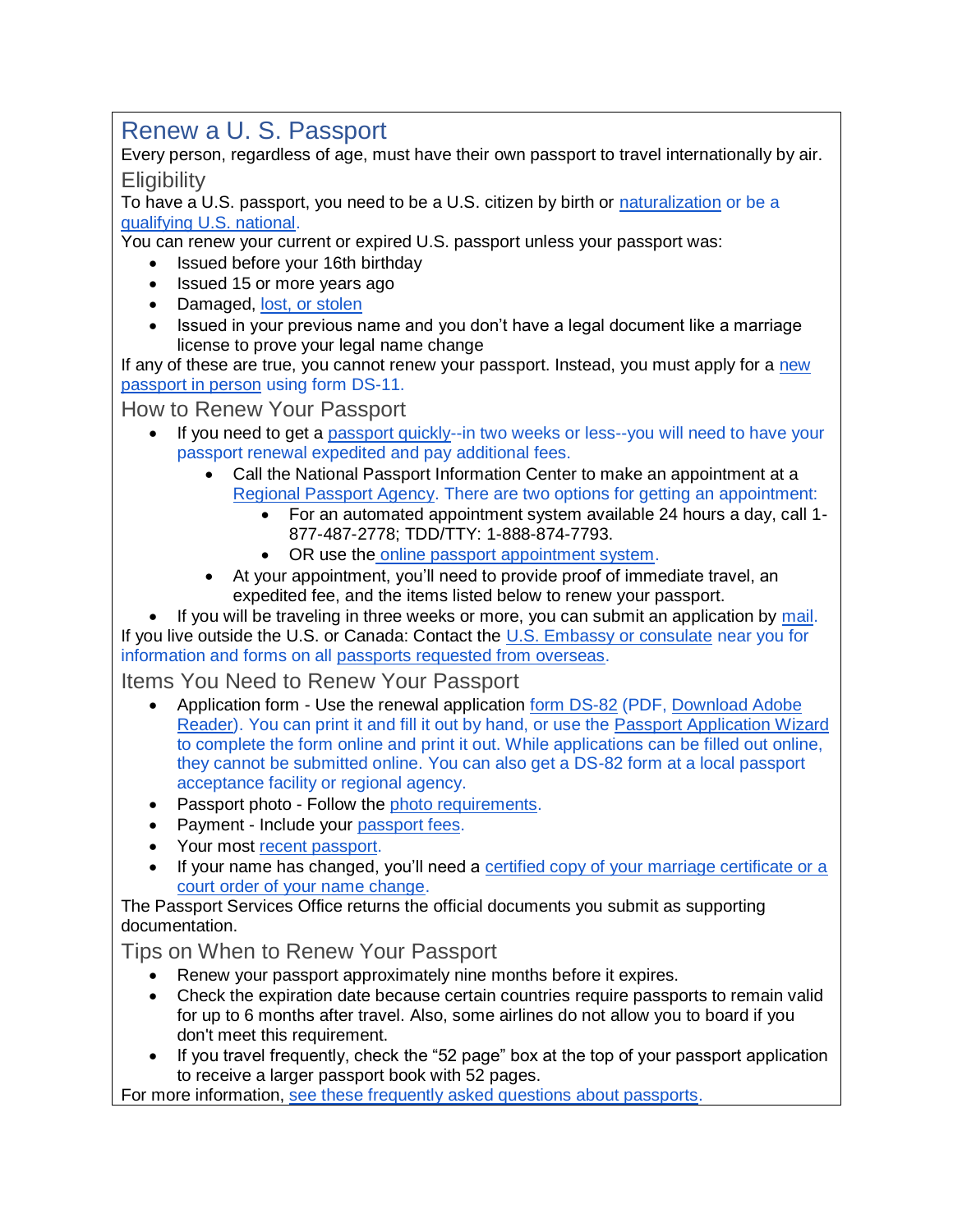# Renew a U. S. Passport

Every person, regardless of age, must have their own passport to travel internationally by air.

## Eligibility

To have a U.S. passport, you need to be a U.S. citizen by birth or naturalization or be a qualifying U.S. national.

You can renew your current or expired U.S. passport unless your passport was:

- Issued before your 16th birthday
- Issued 15 or more years ago
- Damaged, lost, or stolen
- Issued in your previous name and you don't have a legal document like a marriage license to prove your legal name change

If any of these are true, you cannot renew your passport. Instead, you must apply for a new passport in person using form DS-11.

## How to Renew Your Passport

- If you need to get a passport quickly--in two weeks or less--you will need to have your passport renewal expedited and pay additional fees.
  - Call the National Passport Information Center to make an appointment at a Regional Passport Agency. There are two options for getting an appointment:
    - For an automated appointment system available 24 hours a day, call 1-877-487-2778; TDD/TTY: 1-888-874-7793.
    - OR use the online passport appointment system.
  - At your appointment, you'll need to provide proof of immediate travel, an expedited fee, and the items listed below to renew your passport.
- If you will be traveling in three weeks or more, you can submit an application by mail.

If you live outside the U.S. or Canada: Contact the U.S. Embassy or consulate near you for information and forms on all passports requested from overseas.

## Items You Need to Renew Your Passport

- Application form - Use the renewal application form DS-82 (PDF, Download Adobe Reader). You can print it and fill it out by hand, or use the Passport Application Wizard to complete the form online and print it out. While applications can be filled out online, they cannot be submitted online. You can also get a DS-82 form at a local passport acceptance facility or regional agency.
- Passport photo - Follow the photo requirements.
- Payment - Include your passport fees.
- Your most recent passport.
- If your name has changed, you'll need a certified copy of your marriage certificate or a court order of your name change.

The Passport Services Office returns the official documents you submit as supporting documentation.

## Tips on When to Renew Your Passport

- Renew your passport approximately nine months before it expires.
- Check the expiration date because certain countries require passports to remain valid for up to 6 months after travel. Also, some airlines do not allow you to board if you don't meet this requirement.
- If you travel frequently, check the "52 page" box at the top of your passport application to receive a larger passport book with 52 pages.

For more information, see these frequently asked questions about passports.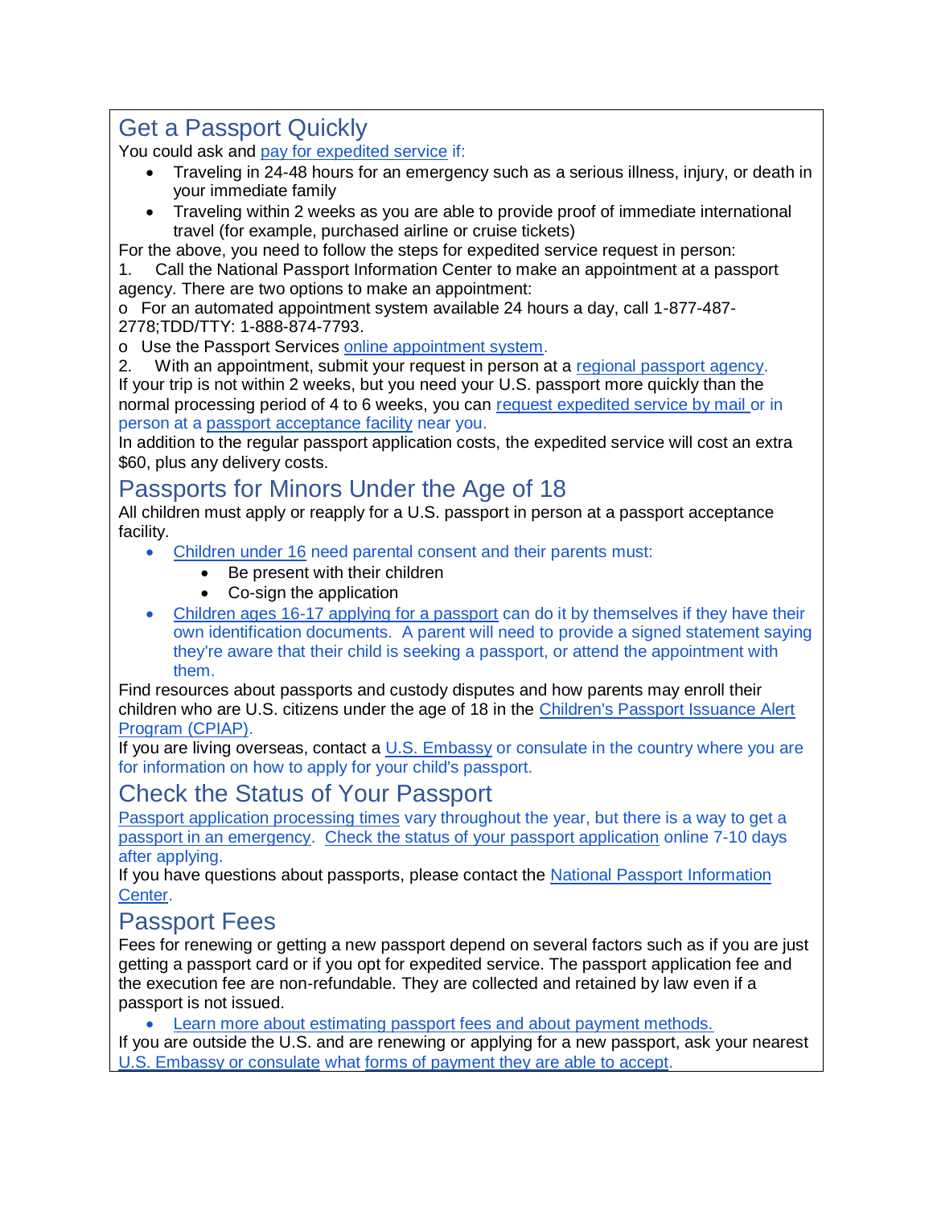## Get a Passport Quickly

You could ask and pay for expedited service if:

- Traveling in 24-48 hours for an emergency such as a serious illness, injury, or death in your immediate family
- Traveling within 2 weeks as you are able to provide proof of immediate international travel (for example, purchased airline or cruise tickets)

For the above, you need to follow the steps for expedited service request in person:

1. Call the National Passport Information Center to make an appointment at a passport agency. There are two options to make an appointment:

o For an automated appointment system available 24 hours a day, call 1-877-487-2778;TDD/TTY: 1-888-874-7793.

o Use the Passport Services online appointment system.

2. With an appointment, submit your request in person at a regional passport agency.

If your trip is not within 2 weeks, but you need your U.S. passport more quickly than the normal processing period of 4 to 6 weeks, you can request expedited service by mail or in person at a passport acceptance facility near you.

In addition to the regular passport application costs, the expedited service will cost an extra $60, plus any delivery costs.

## Passports for Minors Under the Age of 18

All children must apply or reapply for a U.S. passport in person at a passport acceptance facility.

- Children under 16 need parental consent and their parents must:
  - Be present with their children
  - Co-sign the application
- Children ages 16-17 applying for a passport can do it by themselves if they have their own identification documents. A parent will need to provide a signed statement saying they're aware that their child is seeking a passport, or attend the appointment with them.

Find resources about passports and custody disputes and how parents may enroll their children who are U.S. citizens under the age of 18 in the Children's Passport Issuance Alert Program (CPIAP).

If you are living overseas, contact a U.S. Embassy or consulate in the country where you are for information on how to apply for your child's passport.

## Check the Status of Your Passport

Passport application processing times vary throughout the year, but there is a way to get a passport in an emergency. Check the status of your passport application online 7-10 days after applying.

If you have questions about passports, please contact the National Passport Information Center.

## Passport Fees

Fees for renewing or getting a new passport depend on several factors such as if you are just getting a passport card or if you opt for expedited service. The passport application fee and the execution fee are non-refundable. They are collected and retained by law even if a passport is not issued.

- Learn more about estimating passport fees and about payment methods.

If you are outside the U.S. and are renewing or applying for a new passport, ask your nearest U.S. Embassy or consulate what forms of payment they are able to accept.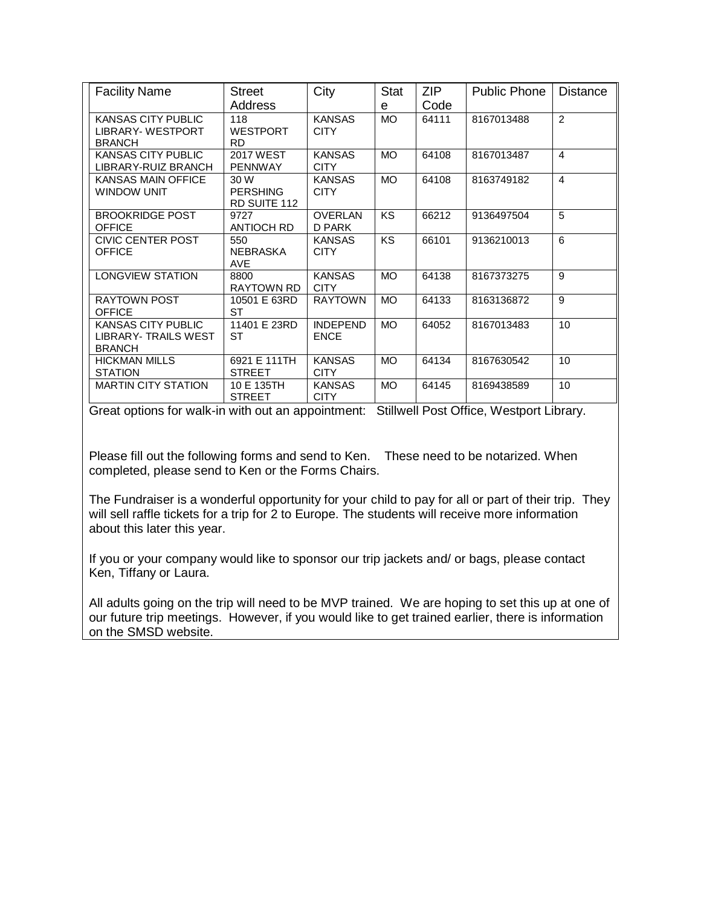| Facility Name | Street Address | City | State | ZIP Code | Public Phone | Distance |
|---|---|---|---|---|---|---|
| KANSAS CITY PUBLIC LIBRARY- WESTPORT BRANCH | 118 WESTPORT RD | KANSAS CITY | MO | 64111 | 8167013488 | 2 |
| KANSAS CITY PUBLIC LIBRARY-RUIZ BRANCH | 2017 WEST PENNWAY | KANSAS CITY | MO | 64108 | 8167013487 | 4 |
| KANSAS MAIN OFFICE WINDOW UNIT | 30 W PERSHING RD SUITE 112 | KANSAS CITY | MO | 64108 | 8163749182 | 4 |
| BROOKRIDGE POST OFFICE | 9727 ANTIOCH RD | OVERLAND PARK | KS | 66212 | 9136497504 | 5 |
| CIVIC CENTER POST OFFICE | 550 NEBRASKA AVE | KANSAS CITY | KS | 66101 | 9136210013 | 6 |
| LONGVIEW STATION | 8800 RAYTOWN RD | KANSAS CITY | MO | 64138 | 8167373275 | 9 |
| RAYTOWN POST OFFICE | 10501 E 63RD ST | RAYTOWN | MO | 64133 | 8163136872 | 9 |
| KANSAS CITY PUBLIC LIBRARY- TRAILS WEST BRANCH | 11401 E 23RD ST | INDEPENDENCE | MO | 64052 | 8167013483 | 10 |
| HICKMAN MILLS STATION | 6921 E 111TH STREET | KANSAS CITY | MO | 64134 | 8167630542 | 10 |
| MARTIN CITY STATION | 10 E 135TH STREET | KANSAS CITY | MO | 64145 | 8169438589 | 10 |

Great options for walk-in with out an appointment: Stillwell Post Office, Westport Library.

Please fill out the following forms and send to Ken. These need to be notarized. When completed, please send to Ken or the Forms Chairs.

The Fundraiser is a wonderful opportunity for your child to pay for all or part of their trip. They will sell raffle tickets for a trip for 2 to Europe. The students will receive more information about this later this year.

If you or your company would like to sponsor our trip jackets and/ or bags, please contact Ken, Tiffany or Laura.

All adults going on the trip will need to be MVP trained. We are hoping to set this up at one of our future trip meetings. However, if you would like to get trained earlier, there is information on the SMSD website.